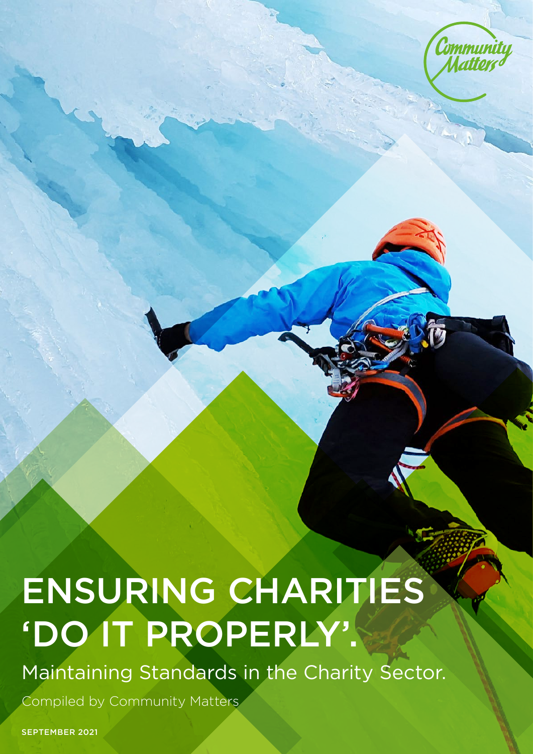Community Matters

# ENSURING CHARITIES 'DO IT PROPERLY'.

## Maintaining Standards in the Charity Sector.

Compiled by Community Matters

SEPTEMBER 2021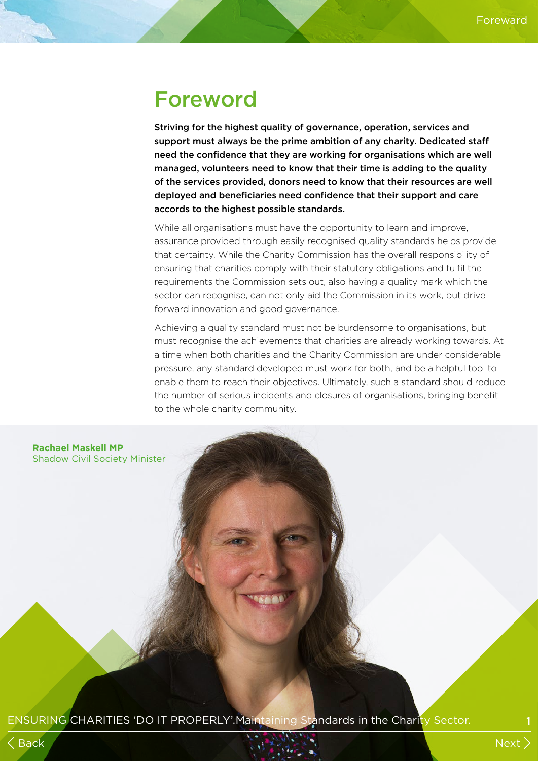# Foreword

**Striving for the highest quality of governance, operation, services and support must always be the prime ambition of any charity. Dedicated staff need the confidence that they are working for organisations which are well managed, volunteers need to know that their time is adding to the quality of the services provided, donors need to know that their resources are well deployed and beneficiaries need confidence that their support and care accords to the highest possible standards.**

While all organisations must have the opportunity to learn and improve, assurance provided through easily recognised quality standards helps provide that certainty. While the Charity Commission has the overall responsibility of ensuring that charities comply with their statutory obligations and fulfil the requirements the Commission sets out, also having a quality mark which the sector can recognise, can not only aid the Commission in its work, but drive forward innovation and good governance.

Achieving a quality standard must not be burdensome to organisations, but must recognise the achievements that charities are already working towards. At a time when both charities and the Charity Commission are under considerable pressure, any standard developed must work for both, and be a helpful tool to enable them to reach their objectives. Ultimately, such a standard should reduce the number of serious incidents and closures of organisations, bringing benefit to the whole charity community.

**Rachael Maskell MP**
Shadow Civil Society Minister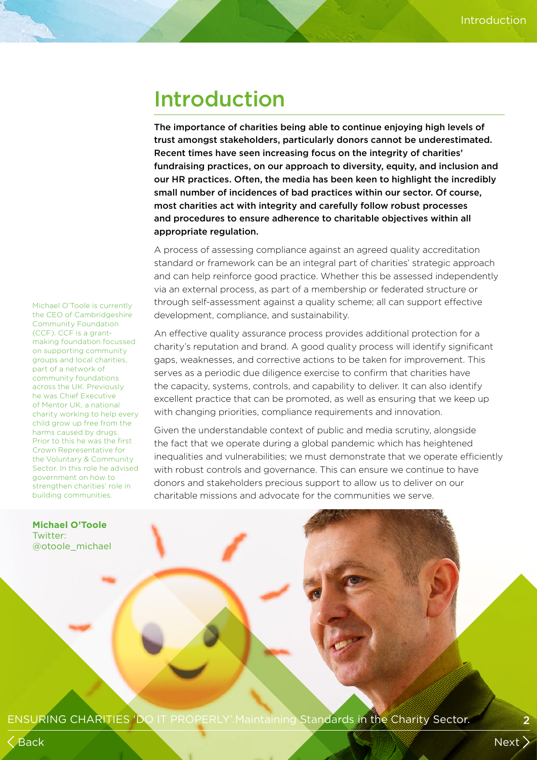# Introduction

**The importance of charities being able to continue enjoying high levels of trust amongst stakeholders, particularly donors cannot be underestimated. Recent times have seen increasing focus on the integrity of charities' fundraising practices, on our approach to diversity, equity, and inclusion and our HR practices. Often, the media has been keen to highlight the incredibly small number of incidences of bad practices within our sector. Of course, most charities act with integrity and carefully follow robust processes and procedures to ensure adherence to charitable objectives within all appropriate regulation.**

A process of assessing compliance against an agreed quality accreditation standard or framework can be an integral part of charities' strategic approach and can help reinforce good practice. Whether this be assessed independently via an external process, as part of a membership or federated structure or through self-assessment against a quality scheme; all can support effective development, compliance, and sustainability.

An effective quality assurance process provides additional protection for a charity's reputation and brand. A good quality process will identify significant gaps, weaknesses, and corrective actions to be taken for improvement. This serves as a periodic due diligence exercise to confirm that charities have the capacity, systems, controls, and capability to deliver. It can also identify excellent practice that can be promoted, as well as ensuring that we keep up with changing priorities, compliance requirements and innovation.

Given the understandable context of public and media scrutiny, alongside the fact that we operate during a global pandemic which has heightened inequalities and vulnerabilities; we must demonstrate that we operate efficiently with robust controls and governance. This can ensure we continue to have donors and stakeholders precious support to allow us to deliver on our charitable missions and advocate for the communities we serve.

Michael O'Toole is currently the CEO of Cambridgeshire Community Foundation (CCF). CCF is a grant-making foundation focussed on supporting community groups and local charities, part of a network of community foundations across the UK. Previously he was Chief Executive of Mentor UK, a national charity working to help every child grow up free from the harms caused by drugs. Prior to this he was the first Crown Representative for the Voluntary & Community Sector. In this role he advised government on how to strengthen charities' role in building communities.

**Michael O'Toole**
Twitter: @otoole_michael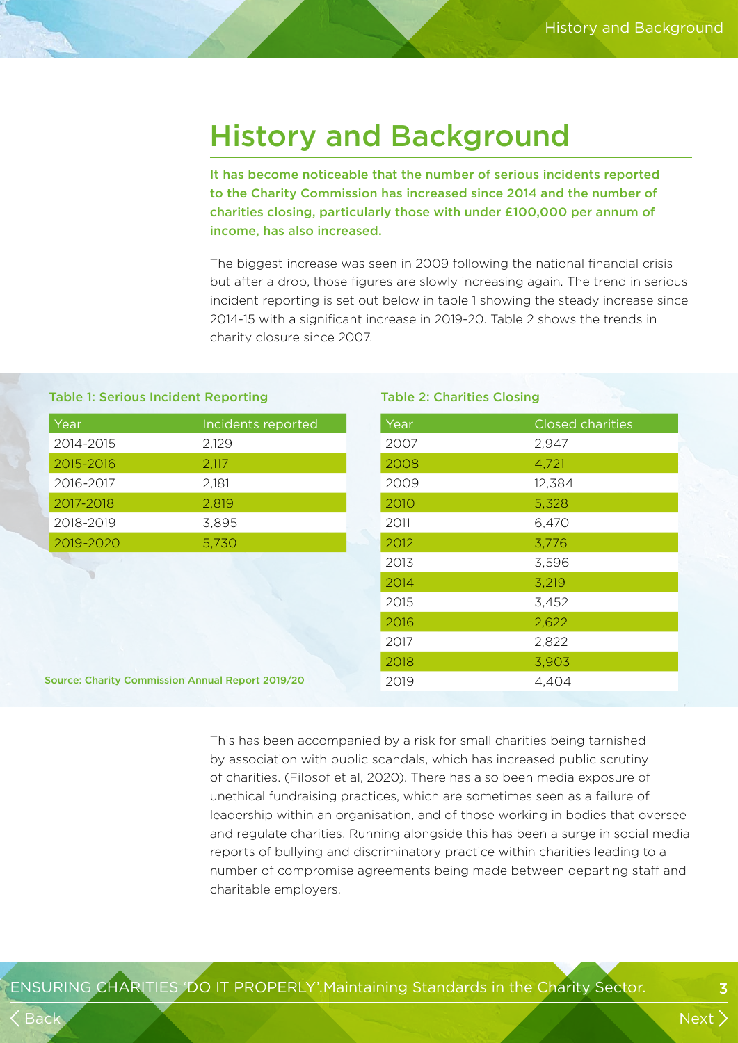# History and Background

**It has become noticeable that the number of serious incidents reported to the Charity Commission has increased since 2014 and the number of charities closing, particularly those with under £100,000 per annum of income, has also increased.**

The biggest increase was seen in 2009 following the national financial crisis but after a drop, those figures are slowly increasing again. The trend in serious incident reporting is set out below in table 1 showing the steady increase since 2014-15 with a significant increase in 2019-20. Table 2 shows the trends in charity closure since 2007.

**Table 1: Serious Incident Reporting**

| Year | Incidents reported |
|---|---|
| 2014-2015 | 2,129 |
| 2015-2016 | 2,117 |
| 2016-2017 | 2,181 |
| 2017-2018 | 2,819 |
| 2018-2019 | 3,895 |
| 2019-2020 | 5,730 |

**Table 2: Charities Closing**

| Year | Closed charities |
|---|---|
| 2007 | 2,947 |
| 2008 | 4,721 |
| 2009 | 12,384 |
| 2010 | 5,328 |
| 2011 | 6,470 |
| 2012 | 3,776 |
| 2013 | 3,596 |
| 2014 | 3,219 |
| 2015 | 3,452 |
| 2016 | 2,622 |
| 2017 | 2,822 |
| 2018 | 3,903 |
| 2019 | 4,404 |

Source: Charity Commission Annual Report 2019/20

This has been accompanied by a risk for small charities being tarnished by association with public scandals, which has increased public scrutiny of charities. (Filosof et al, 2020). There has also been media exposure of unethical fundraising practices, which are sometimes seen as a failure of leadership within an organisation, and of those working in bodies that oversee and regulate charities. Running alongside this has been a surge in social media reports of bullying and discriminatory practice within charities leading to a number of compromise agreements being made between departing staff and charitable employers.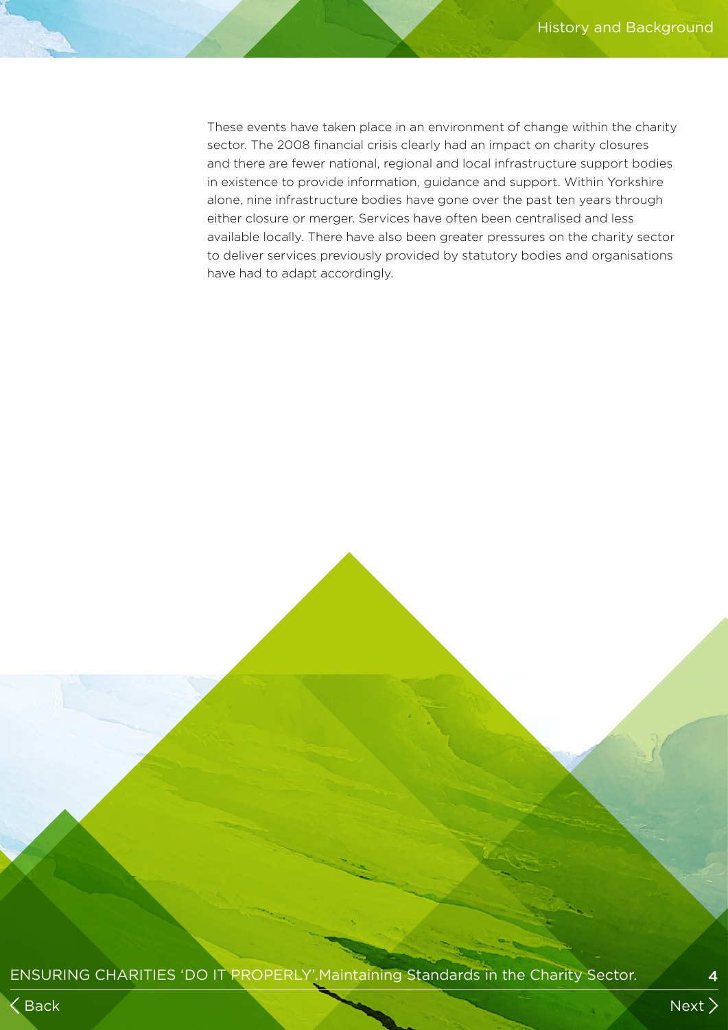These events have taken place in an environment of change within the charity sector. The 2008 financial crisis clearly had an impact on charity closures and there are fewer national, regional and local infrastructure support bodies in existence to provide information, guidance and support. Within Yorkshire alone, nine infrastructure bodies have gone over the past ten years through either closure or merger. Services have often been centralised and less available locally. There have also been greater pressures on the charity sector to deliver services previously provided by statutory bodies and organisations have had to adapt accordingly.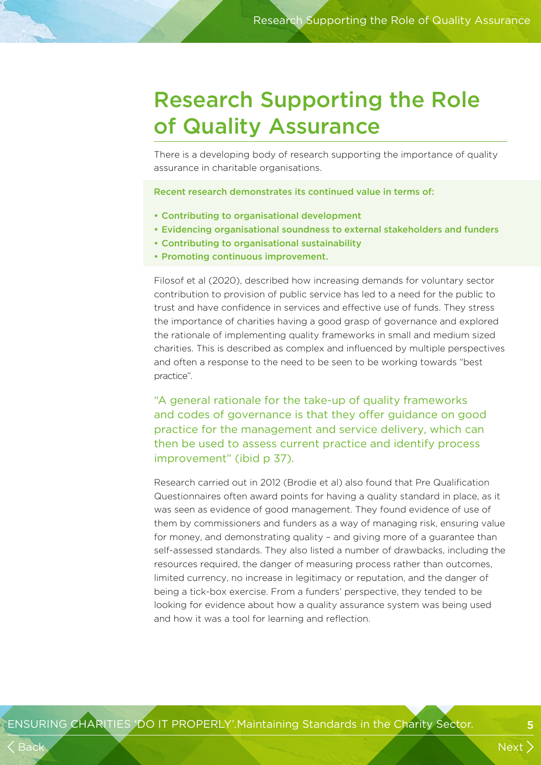# Research Supporting the Role of Quality Assurance

There is a developing body of research supporting the importance of quality assurance in charitable organisations.

**Recent research demonstrates its continued value in terms of:**

- **Contributing to organisational development**
- **Evidencing organisational soundness to external stakeholders and funders**
- **Contributing to organisational sustainability**
- **Promoting continuous improvement.**

Filosof et al (2020), described how increasing demands for voluntary sector contribution to provision of public service has led to a need for the public to trust and have confidence in services and effective use of funds. They stress the importance of charities having a good grasp of governance and explored the rationale of implementing quality frameworks in small and medium sized charities. This is described as complex and influenced by multiple perspectives and often a response to the need to be seen to be working towards "best practice".

> "A general rationale for the take-up of quality frameworks and codes of governance is that they offer guidance on good practice for the management and service delivery, which can then be used to assess current practice and identify process improvement" (ibid p 37).

Research carried out in 2012 (Brodie et al) also found that Pre Qualification Questionnaires often award points for having a quality standard in place, as it was seen as evidence of good management. They found evidence of use of them by commissioners and funders as a way of managing risk, ensuring value for money, and demonstrating quality – and giving more of a guarantee than self-assessed standards. They also listed a number of drawbacks, including the resources required, the danger of measuring process rather than outcomes, limited currency, no increase in legitimacy or reputation, and the danger of being a tick-box exercise. From a funders' perspective, they tended to be looking for evidence about how a quality assurance system was being used and how it was a tool for learning and reflection.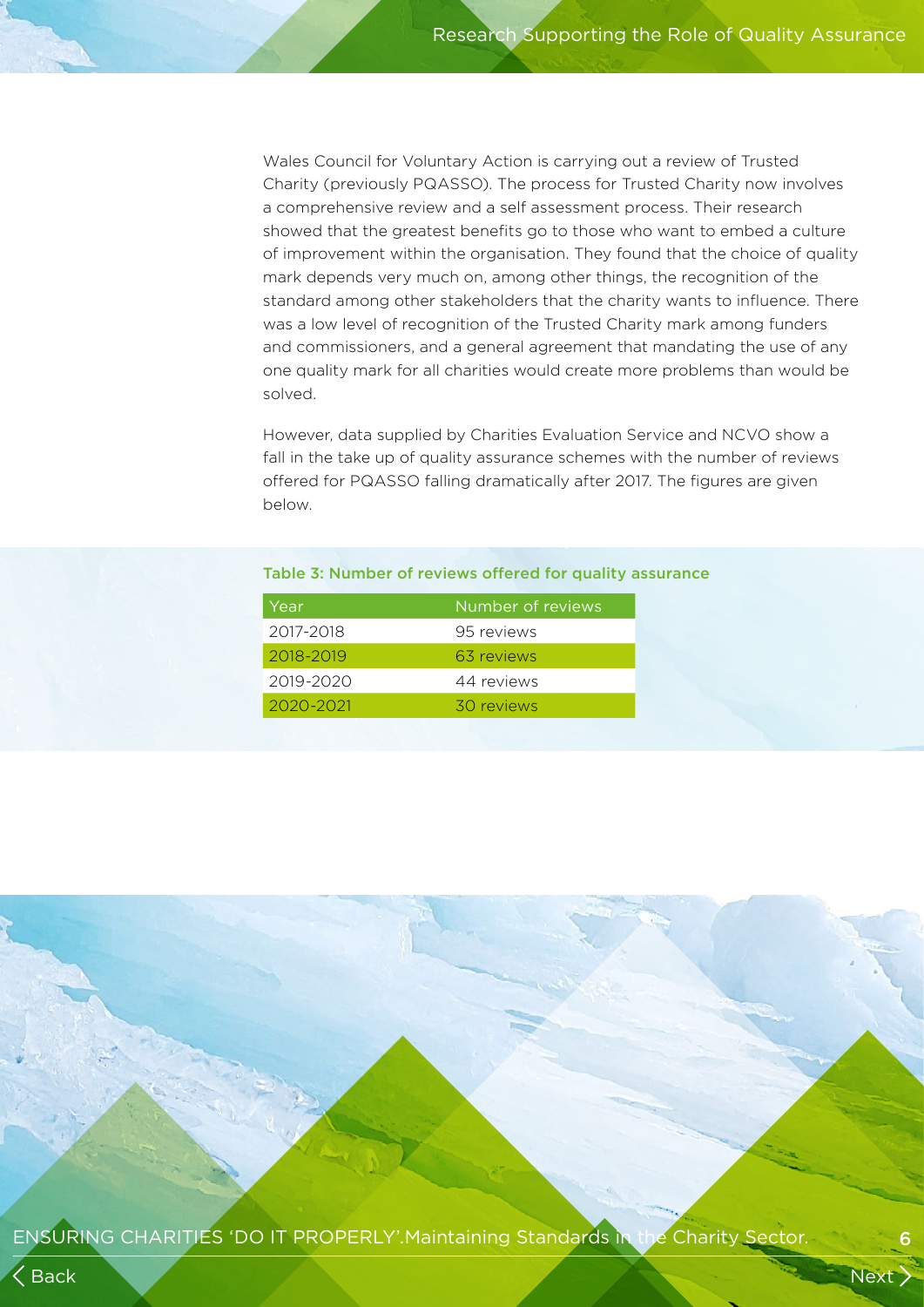Wales Council for Voluntary Action is carrying out a review of Trusted Charity (previously PQASSO). The process for Trusted Charity now involves a comprehensive review and a self assessment process. Their research showed that the greatest benefits go to those who want to embed a culture of improvement within the organisation. They found that the choice of quality mark depends very much on, among other things, the recognition of the standard among other stakeholders that the charity wants to influence. There was a low level of recognition of the Trusted Charity mark among funders and commissioners, and a general agreement that mandating the use of any one quality mark for all charities would create more problems than would be solved.

However, data supplied by Charities Evaluation Service and NCVO show a fall in the take up of quality assurance schemes with the number of reviews offered for PQASSO falling dramatically after 2017. The figures are given below.

**Table 3: Number of reviews offered for quality assurance**

| Year | Number of reviews |
|---|---|
| 2017-2018 | 95 reviews |
| 2018-2019 | 63 reviews |
| 2019-2020 | 44 reviews |
| 2020-2021 | 30 reviews |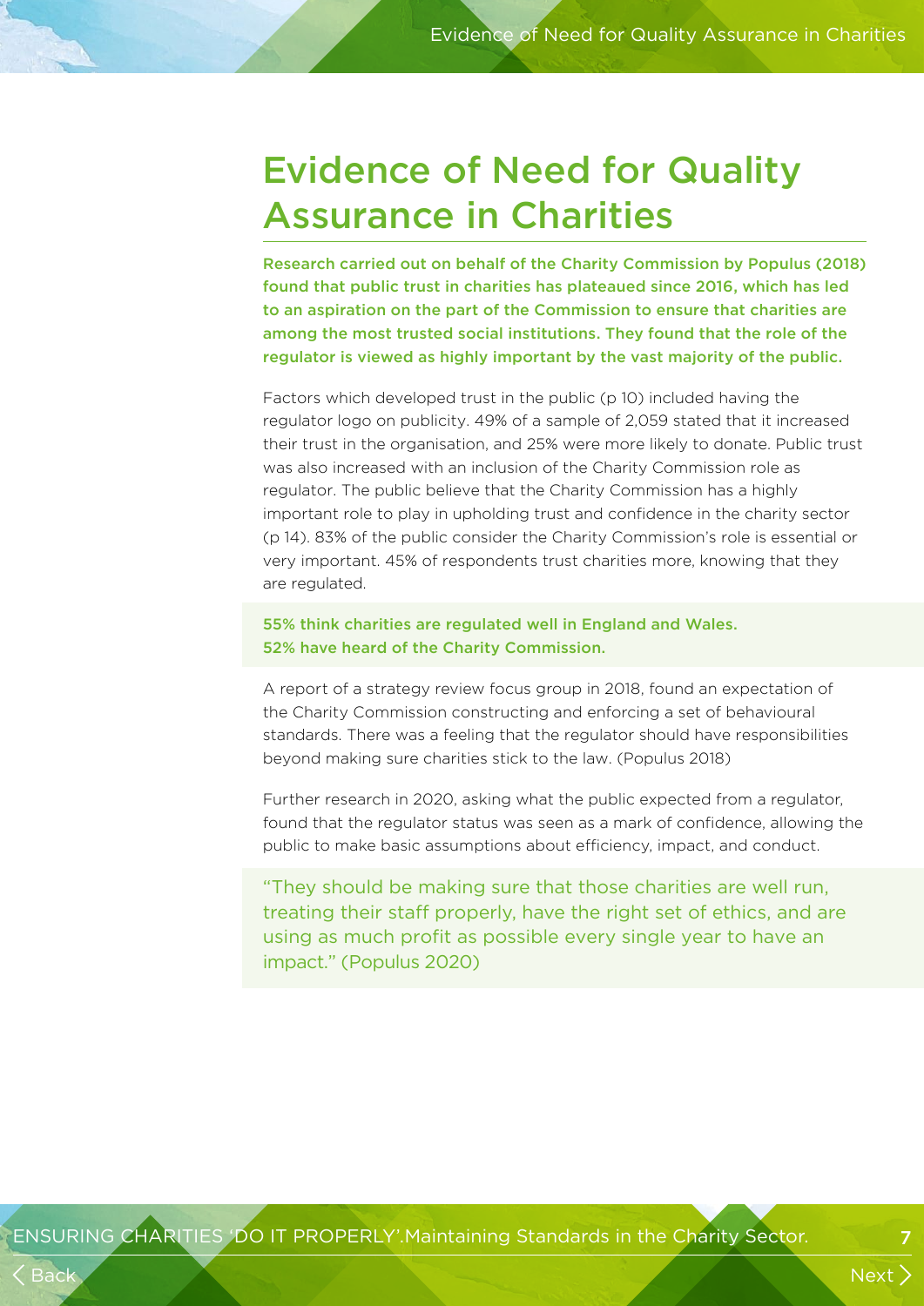# Evidence of Need for Quality Assurance in Charities

**Research carried out on behalf of the Charity Commission by Populus (2018) found that public trust in charities has plateaued since 2016, which has led to an aspiration on the part of the Commission to ensure that charities are among the most trusted social institutions. They found that the role of the regulator is viewed as highly important by the vast majority of the public.**

Factors which developed trust in the public (p 10) included having the regulator logo on publicity. 49% of a sample of 2,059 stated that it increased their trust in the organisation, and 25% were more likely to donate. Public trust was also increased with an inclusion of the Charity Commission role as regulator. The public believe that the Charity Commission has a highly important role to play in upholding trust and confidence in the charity sector (p 14). 83% of the public consider the Charity Commission's role is essential or very important. 45% of respondents trust charities more, knowing that they are regulated.

**55% think charities are regulated well in England and Wales.**
**52% have heard of the Charity Commission.**

A report of a strategy review focus group in 2018, found an expectation of the Charity Commission constructing and enforcing a set of behavioural standards. There was a feeling that the regulator should have responsibilities beyond making sure charities stick to the law. (Populus 2018)

Further research in 2020, asking what the public expected from a regulator, found that the regulator status was seen as a mark of confidence, allowing the public to make basic assumptions about efficiency, impact, and conduct.

> "They should be making sure that those charities are well run, treating their staff properly, have the right set of ethics, and are using as much profit as possible every single year to have an impact." (Populus 2020)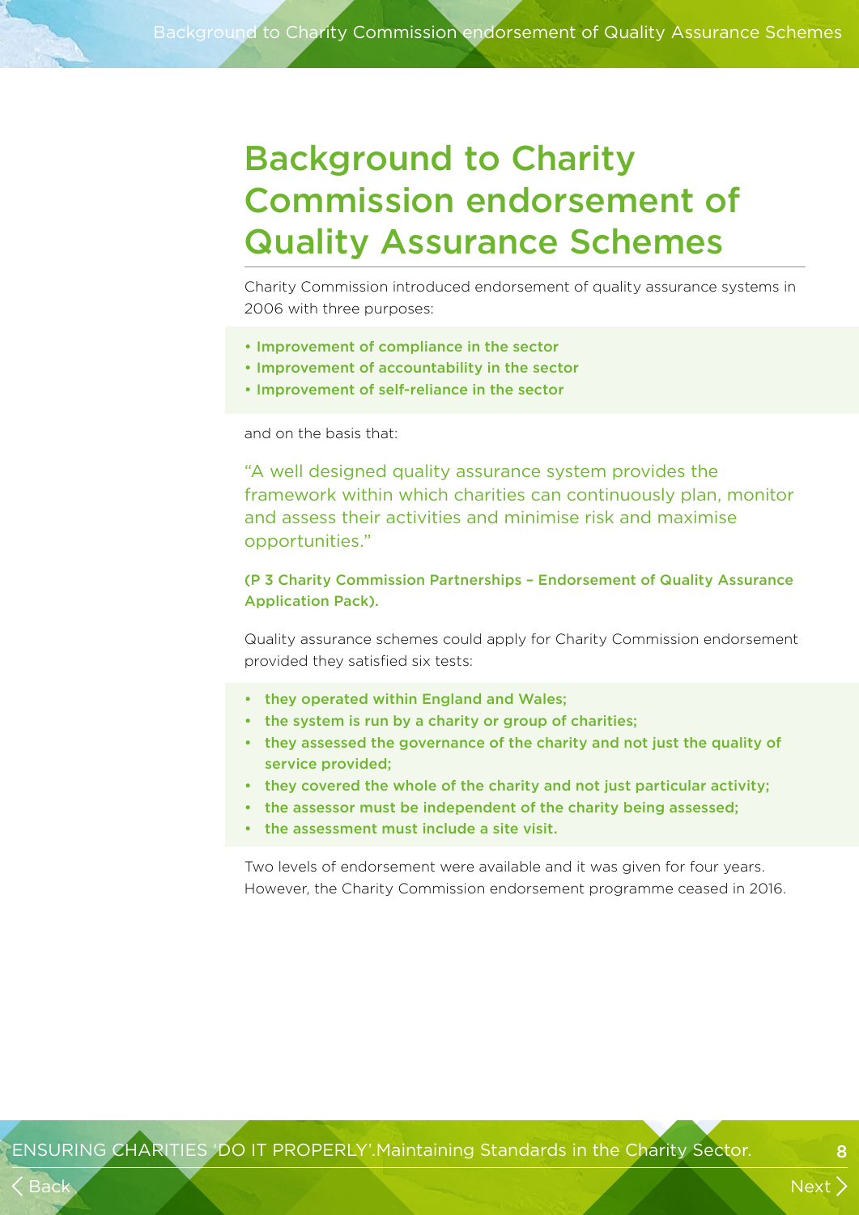# Background to Charity Commission endorsement of Quality Assurance Schemes

Charity Commission introduced endorsement of quality assurance systems in 2006 with three purposes:

- **Improvement of compliance in the sector**
- **Improvement of accountability in the sector**
- **Improvement of self-reliance in the sector**

and on the basis that:

"A well designed quality assurance system provides the framework within which charities can continuously plan, monitor and assess their activities and minimise risk and maximise opportunities."

**(P 3 Charity Commission Partnerships – Endorsement of Quality Assurance Application Pack).**

Quality assurance schemes could apply for Charity Commission endorsement provided they satisfied six tests:

- **they operated within England and Wales;**
- **the system is run by a charity or group of charities;**
- **they assessed the governance of the charity and not just the quality of service provided;**
- **they covered the whole of the charity and not just particular activity;**
- **the assessor must be independent of the charity being assessed;**
- **the assessment must include a site visit.**

Two levels of endorsement were available and it was given for four years. However, the Charity Commission endorsement programme ceased in 2016.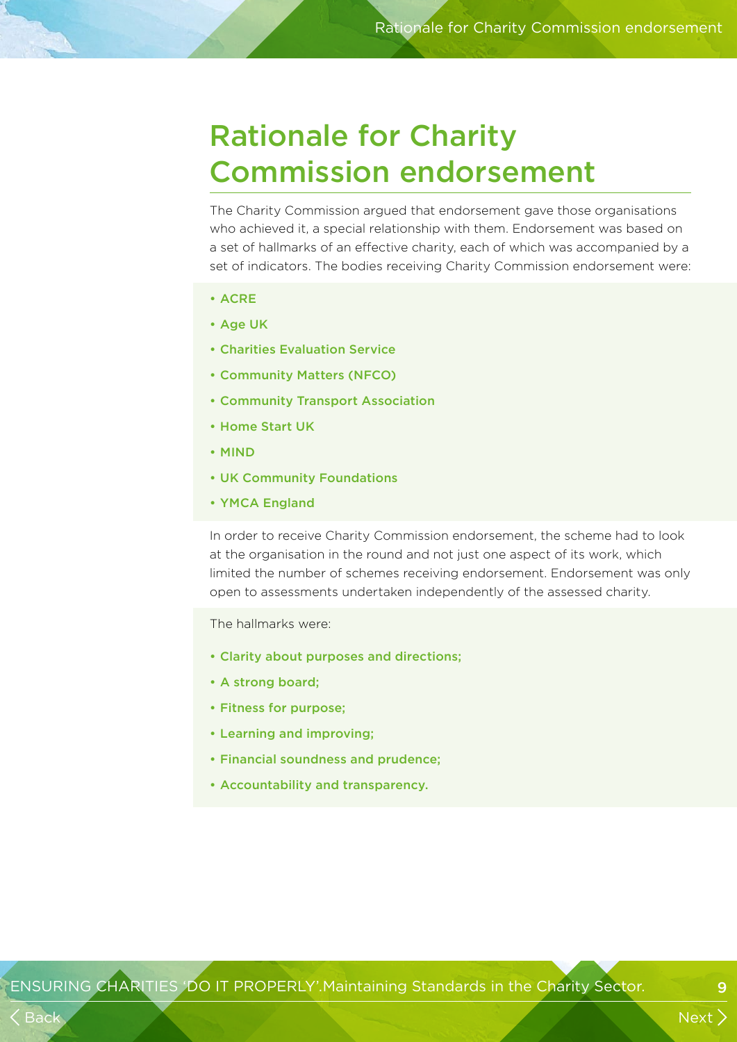# Rationale for Charity Commission endorsement

The Charity Commission argued that endorsement gave those organisations who achieved it, a special relationship with them. Endorsement was based on a set of hallmarks of an effective charity, each of which was accompanied by a set of indicators. The bodies receiving Charity Commission endorsement were:

- **ACRE**
- **Age UK**
- **Charities Evaluation Service**
- **Community Matters (NFCO)**
- **Community Transport Association**
- **Home Start UK**
- **MIND**
- **UK Community Foundations**
- **YMCA England**

In order to receive Charity Commission endorsement, the scheme had to look at the organisation in the round and not just one aspect of its work, which limited the number of schemes receiving endorsement. Endorsement was only open to assessments undertaken independently of the assessed charity.

The hallmarks were:

- **Clarity about purposes and directions;**
- **A strong board;**
- **Fitness for purpose;**
- **Learning and improving;**
- **Financial soundness and prudence;**
- **Accountability and transparency.**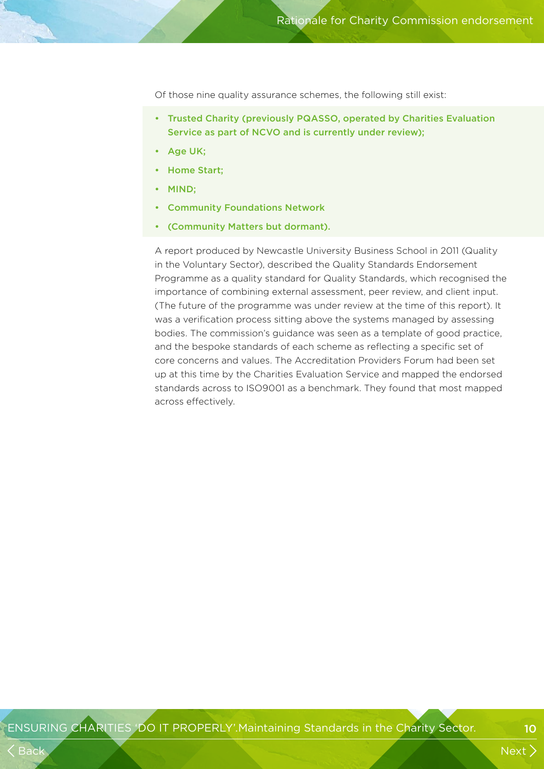Of those nine quality assurance schemes, the following still exist:

- **Trusted Charity (previously PQASSO, operated by Charities Evaluation Service as part of NCVO and is currently under review);**
- **Age UK;**
- **Home Start;**
- **MIND;**
- **Community Foundations Network**
- **(Community Matters but dormant).**

A report produced by Newcastle University Business School in 2011 (Quality in the Voluntary Sector), described the Quality Standards Endorsement Programme as a quality standard for Quality Standards, which recognised the importance of combining external assessment, peer review, and client input. (The future of the programme was under review at the time of this report). It was a verification process sitting above the systems managed by assessing bodies. The commission's guidance was seen as a template of good practice, and the bespoke standards of each scheme as reflecting a specific set of core concerns and values. The Accreditation Providers Forum had been set up at this time by the Charities Evaluation Service and mapped the endorsed standards across to ISO9001 as a benchmark. They found that most mapped across effectively.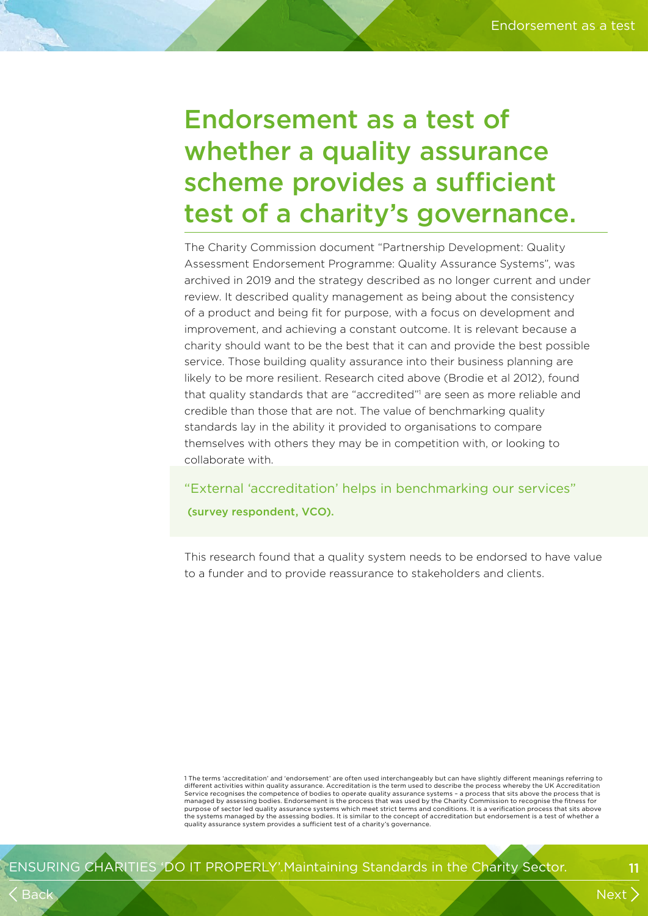# Endorsement as a test of whether a quality assurance scheme provides a sufficient test of a charity's governance.

The Charity Commission document "Partnership Development: Quality Assessment Endorsement Programme: Quality Assurance Systems", was archived in 2019 and the strategy described as no longer current and under review. It described quality management as being about the consistency of a product and being fit for purpose, with a focus on development and improvement, and achieving a constant outcome. It is relevant because a charity should want to be the best that it can and provide the best possible service. Those building quality assurance into their business planning are likely to be more resilient. Research cited above (Brodie et al 2012), found that quality standards that are "accredited"[1] are seen as more reliable and credible than those that are not. The value of benchmarking quality standards lay in the ability it provided to organisations to compare themselves with others they may be in competition with, or looking to collaborate with.

> "External 'accreditation' helps in benchmarking our services"
>
> **(survey respondent, VCO).**

This research found that a quality system needs to be endorsed to have value to a funder and to provide reassurance to stakeholders and clients.

1 The terms 'accreditation' and 'endorsement' are often used interchangeably but can have slightly different meanings referring to different activities within quality assurance. Accreditation is the term used to describe the process whereby the UK Accreditation Service recognises the competence of bodies to operate quality assurance systems – a process that sits above the process that is managed by assessing bodies. Endorsement is the process that was used by the Charity Commission to recognise the fitness for purpose of sector led quality assurance systems which meet strict terms and conditions. It is a verification process that sits above the systems managed by the assessing bodies. It is similar to the concept of accreditation but endorsement is a test of whether a quality assurance system provides a sufficient test of a charity's governance.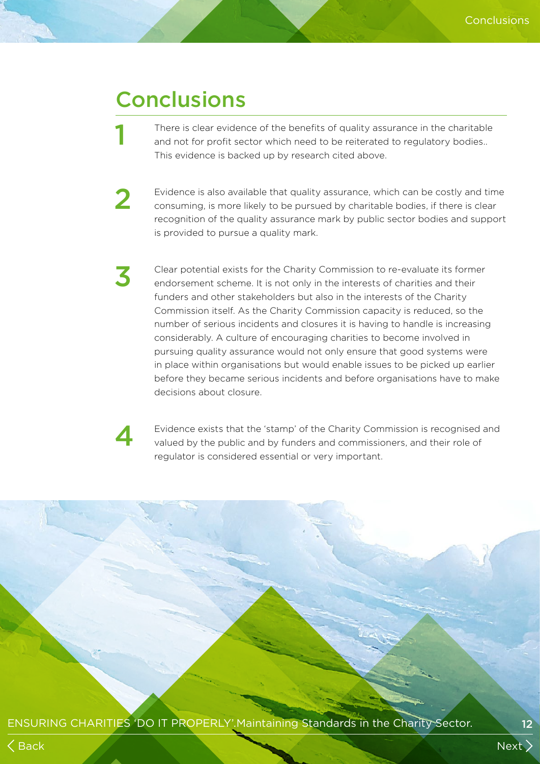# Conclusions

1. There is clear evidence of the benefits of quality assurance in the charitable and not for profit sector which need to be reiterated to regulatory bodies.. This evidence is backed up by research cited above.

2. Evidence is also available that quality assurance, which can be costly and time consuming, is more likely to be pursued by charitable bodies, if there is clear recognition of the quality assurance mark by public sector bodies and support is provided to pursue a quality mark.

3. Clear potential exists for the Charity Commission to re-evaluate its former endorsement scheme. It is not only in the interests of charities and their funders and other stakeholders but also in the interests of the Charity Commission itself. As the Charity Commission capacity is reduced, so the number of serious incidents and closures it is having to handle is increasing considerably. A culture of encouraging charities to become involved in pursuing quality assurance would not only ensure that good systems were in place within organisations but would enable issues to be picked up earlier before they became serious incidents and before organisations have to make decisions about closure.

4. Evidence exists that the 'stamp' of the Charity Commission is recognised and valued by the public and by funders and commissioners, and their role of regulator is considered essential or very important.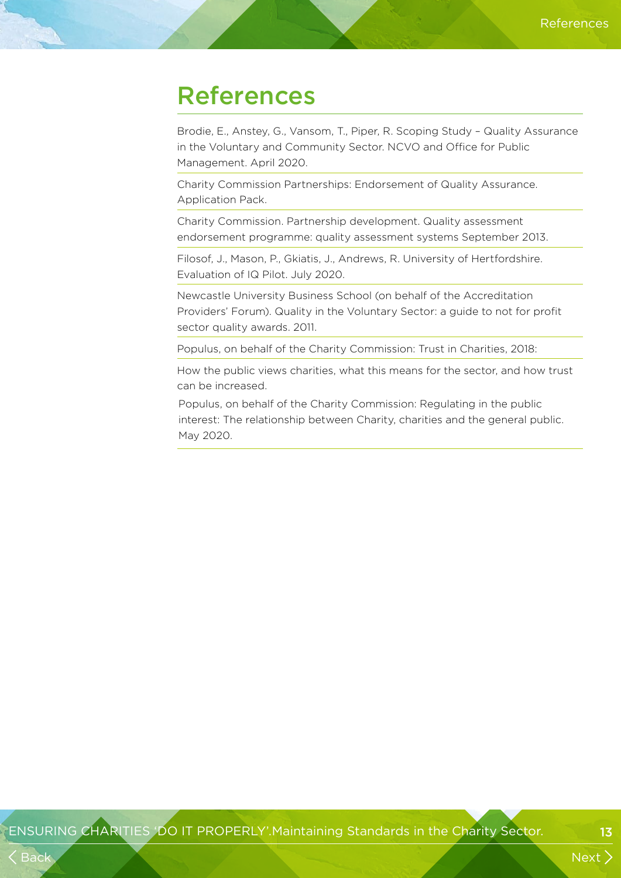# References

Brodie, E., Anstey, G., Vansom, T., Piper, R. Scoping Study – Quality Assurance in the Voluntary and Community Sector. NCVO and Office for Public Management. April 2020.

Charity Commission Partnerships: Endorsement of Quality Assurance. Application Pack.

Charity Commission. Partnership development. Quality assessment endorsement programme: quality assessment systems September 2013.

Filosof, J., Mason, P., Gkiatis, J., Andrews, R. University of Hertfordshire. Evaluation of IQ Pilot. July 2020.

Newcastle University Business School (on behalf of the Accreditation Providers' Forum). Quality in the Voluntary Sector: a guide to not for profit sector quality awards. 2011.

Populus, on behalf of the Charity Commission: Trust in Charities, 2018:

How the public views charities, what this means for the sector, and how trust can be increased.

Populus, on behalf of the Charity Commission: Regulating in the public interest: The relationship between Charity, charities and the general public. May 2020.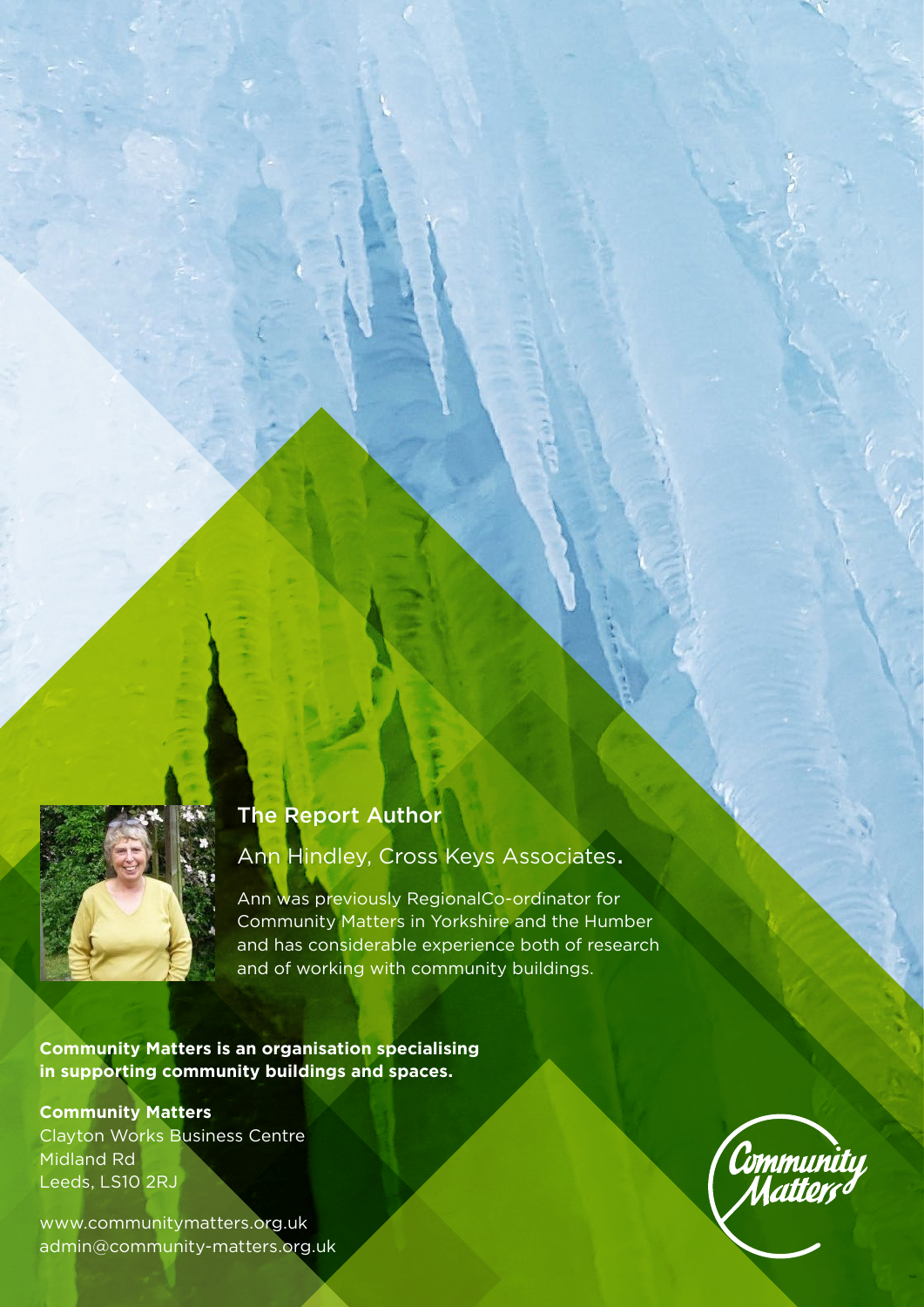## The Report Author

### Ann Hindley, Cross Keys Associates.

Ann was previously RegionalCo-ordinator for Community Matters in Yorkshire and the Humber and has considerable experience both of research and of working with community buildings.

**Community Matters is an organisation specialising in supporting community buildings and spaces.**

**Community Matters**
Clayton Works Business Centre
Midland Rd
Leeds, LS10 2RJ

www.communitymatters.org.uk
admin@community-matters.org.uk